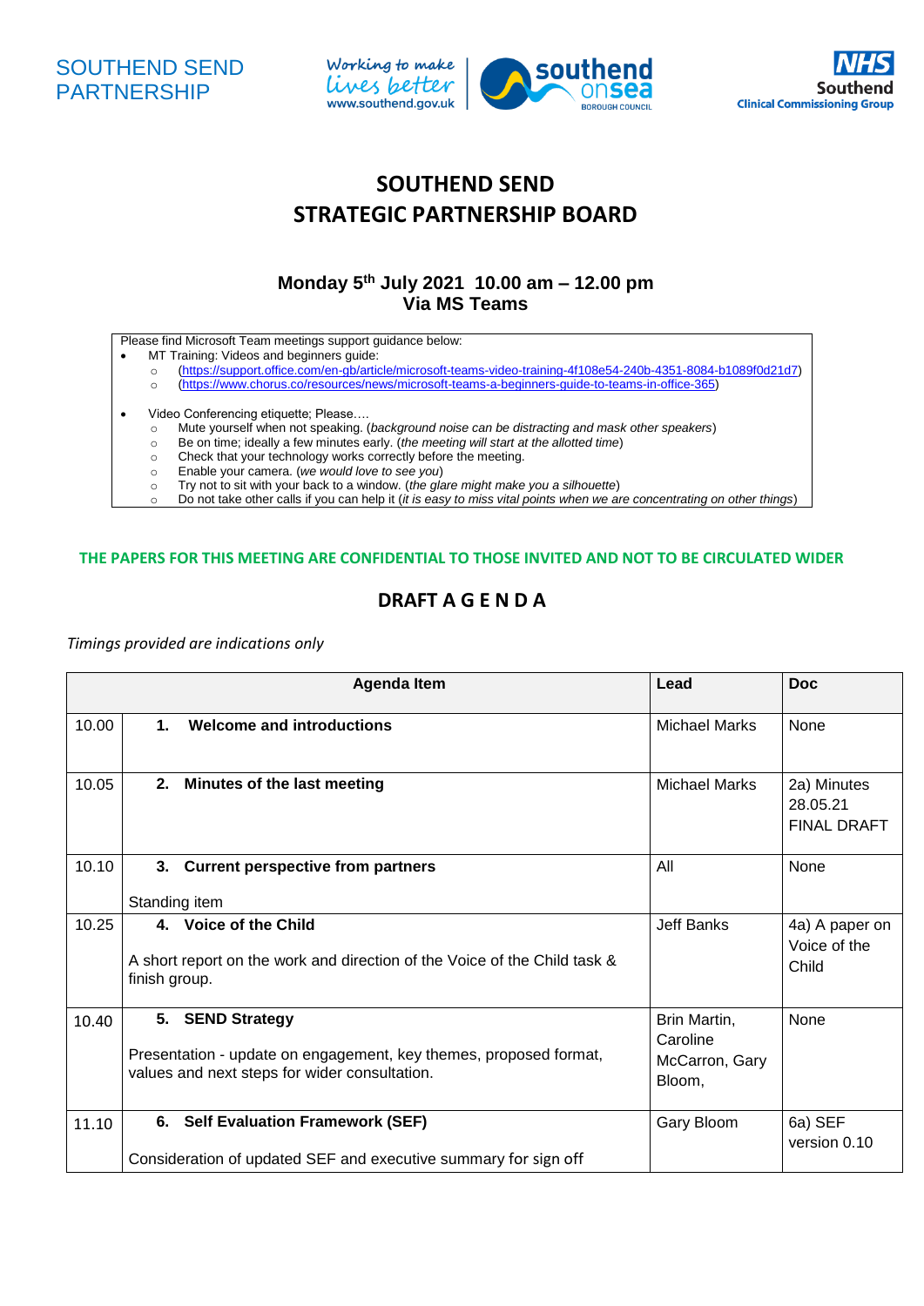SOUTHEND SEND PARTNERSHIP

Working to make lives better
www.southend.gov.uk

southend onsea BOROUGH COUNCIL

NHS Southend Clinical Commissioning Group

# SOUTHEND SEND STRATEGIC PARTNERSHIP BOARD

## Monday 5th July 2021 10.00 am – 12.00 pm
## Via MS Teams

Please find Microsoft Team meetings support guidance below:

- MT Training: Videos and beginners guide:
  - (https://support.office.com/en-gb/article/microsoft-teams-video-training-4f108e54-240b-4351-8084-b1089f0d21d7)
  - (https://www.chorus.co/resources/news/microsoft-teams-a-beginners-guide-to-teams-in-office-365)

- Video Conferencing etiquette; Please….
  - Mute yourself when not speaking. (*background noise can be distracting and mask other speakers*)
  - Be on time; ideally a few minutes early. (*the meeting will start at the allotted time*)
  - Check that your technology works correctly before the meeting.
  - Enable your camera. (*we would love to see you*)
  - Try not to sit with your back to a window. (*the glare might make you a silhouette*)
  - Do not take other calls if you can help it (*it is easy to miss vital points when we are concentrating on other things*)

**THE PAPERS FOR THIS MEETING ARE CONFIDENTIAL TO THOSE INVITED AND NOT TO BE CIRCULATED WIDER**

## DRAFT A G E N D A

*Timings provided are indications only*

| | Agenda Item | Lead | Doc |
|---|---|---|---|
| 10.00 | **1. Welcome and introductions** | Michael Marks | None |
| 10.05 | **2. Minutes of the last meeting** | Michael Marks | 2a) Minutes 28.05.21 FINAL DRAFT |
| 10.10 | **3. Current perspective from partners**<br><br>Standing item | All | None |
| 10.25 | **4. Voice of the Child**<br><br>A short report on the work and direction of the Voice of the Child task & finish group. | Jeff Banks | 4a) A paper on Voice of the Child |
| 10.40 | **5. SEND Strategy**<br><br>Presentation - update on engagement, key themes, proposed format, values and next steps for wider consultation. | Brin Martin, Caroline McCarron, Gary Bloom, | None |
| 11.10 | **6. Self Evaluation Framework (SEF)**<br><br>Consideration of updated SEF and executive summary for sign off | Gary Bloom | 6a) SEF version 0.10 |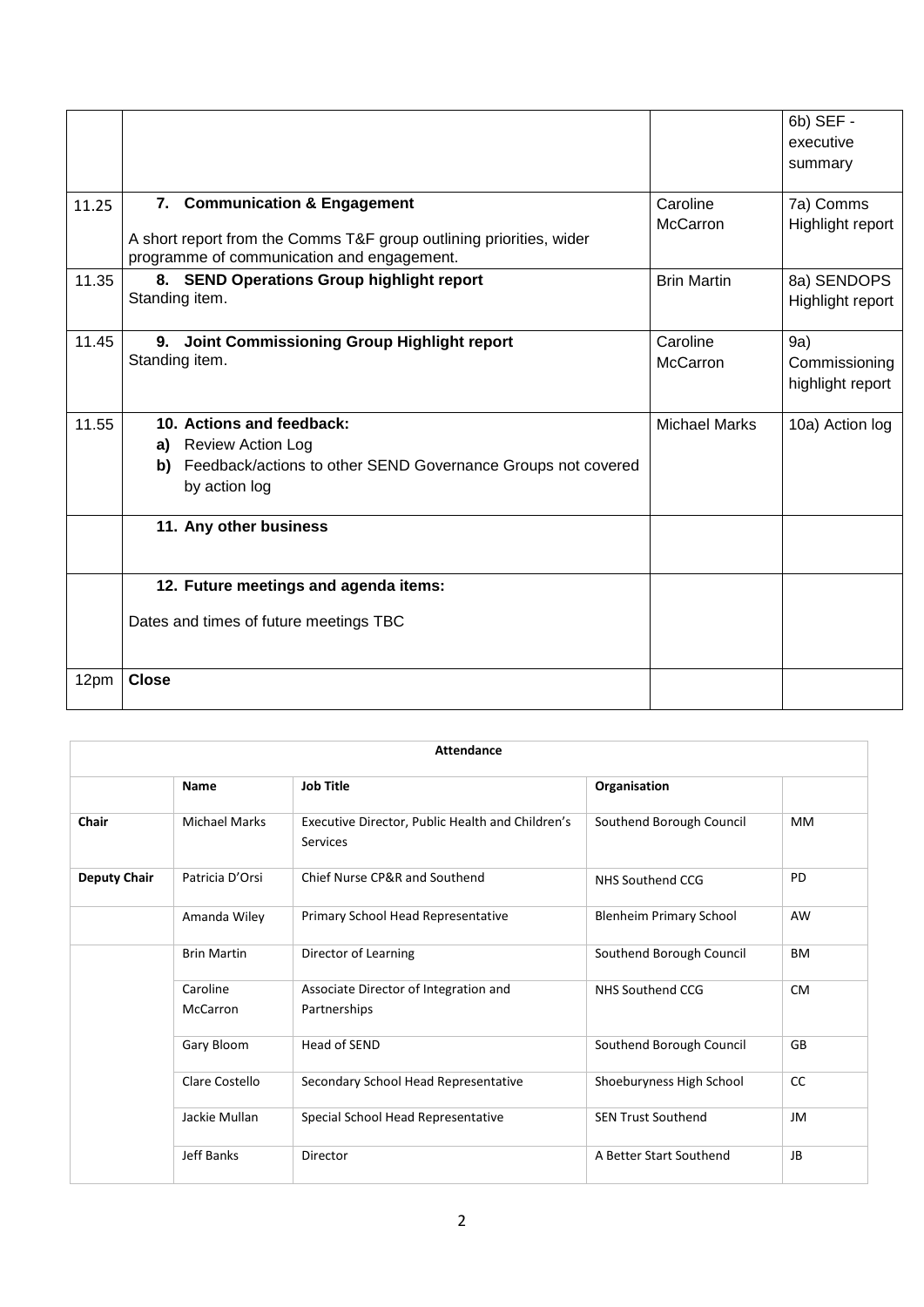| | | | |
|---|---|---|---|
| | | | 6b) SEF - executive summary |
| 11.25 | **7. Communication & Engagement**<br><br>A short report from the Comms T&F group outlining priorities, wider programme of communication and engagement. | Caroline McCarron | 7a) Comms Highlight report |
| 11.35 | **8. SEND Operations Group highlight report**<br>Standing item. | Brin Martin | 8a) SENDOPS Highlight report |
| 11.45 | **9. Joint Commissioning Group Highlight report**<br>Standing item. | Caroline McCarron | 9a) Commissioning highlight report |
| 11.55 | **10. Actions and feedback:**<br>**a)** Review Action Log<br>**b)** Feedback/actions to other SEND Governance Groups not covered by action log | Michael Marks | 10a) Action log |
| | **11. Any other business** | | |
| | **12. Future meetings and agenda items:**<br><br>Dates and times of future meetings TBC | | |
| 12pm | **Close** | | |

| **Attendance** | | | | |
|---|---|---|---|---|
| | **Name** | **Job Title** | **Organisation** | |
| **Chair** | Michael Marks | Executive Director, Public Health and Children's Services | Southend Borough Council | MM |
| **Deputy Chair** | Patricia D'Orsi | Chief Nurse CP&R and Southend | NHS Southend CCG | PD |
| | Amanda Wiley | Primary School Head Representative | Blenheim Primary School | AW |
| | Brin Martin | Director of Learning | Southend Borough Council | BM |
| | Caroline McCarron | Associate Director of Integration and Partnerships | NHS Southend CCG | CM |
| | Gary Bloom | Head of SEND | Southend Borough Council | GB |
| | Clare Costello | Secondary School Head Representative | Shoeburyness High School | CC |
| | Jackie Mullan | Special School Head Representative | SEN Trust Southend | JM |
| | Jeff Banks | Director | A Better Start Southend | JB |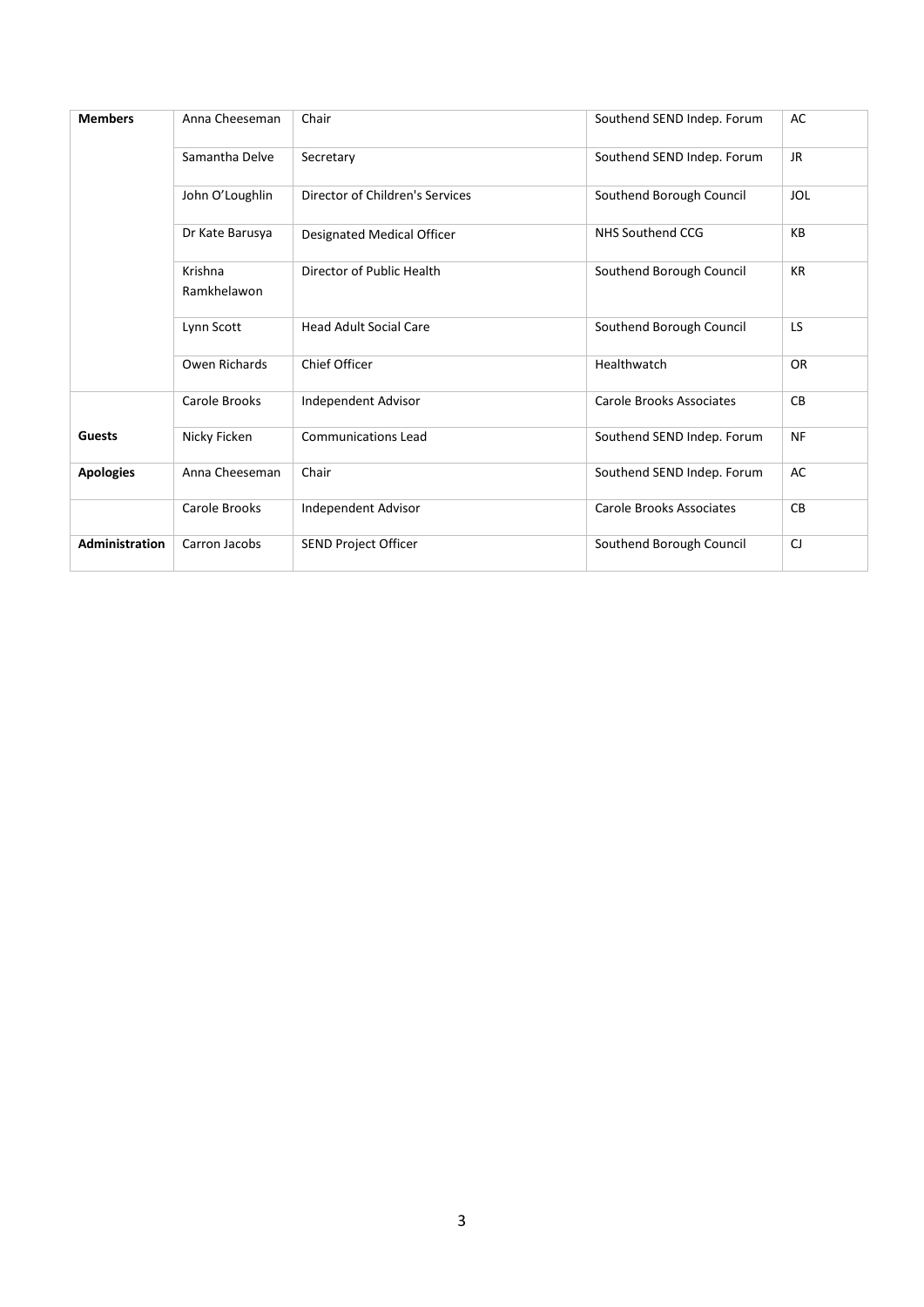| | | | | |
|---|---|---|---|---|
| **Members** | Anna Cheeseman | Chair | Southend SEND Indep. Forum | AC |
| | Samantha Delve | Secretary | Southend SEND Indep. Forum | JR |
| | John O'Loughlin | Director of Children's Services | Southend Borough Council | JOL |
| | Dr Kate Barusya | Designated Medical Officer | NHS Southend CCG | KB |
| | Krishna Ramkhelawon | Director of Public Health | Southend Borough Council | KR |
| | Lynn Scott | Head Adult Social Care | Southend Borough Council | LS |
| | Owen Richards | Chief Officer | Healthwatch | OR |
| | Carole Brooks | Independent Advisor | Carole Brooks Associates | CB |
| **Guests** | Nicky Ficken | Communications Lead | Southend SEND Indep. Forum | NF |
| **Apologies** | Anna Cheeseman | Chair | Southend SEND Indep. Forum | AC |
| | Carole Brooks | Independent Advisor | Carole Brooks Associates | CB |
| **Administration** | Carron Jacobs | SEND Project Officer | Southend Borough Council | CJ |